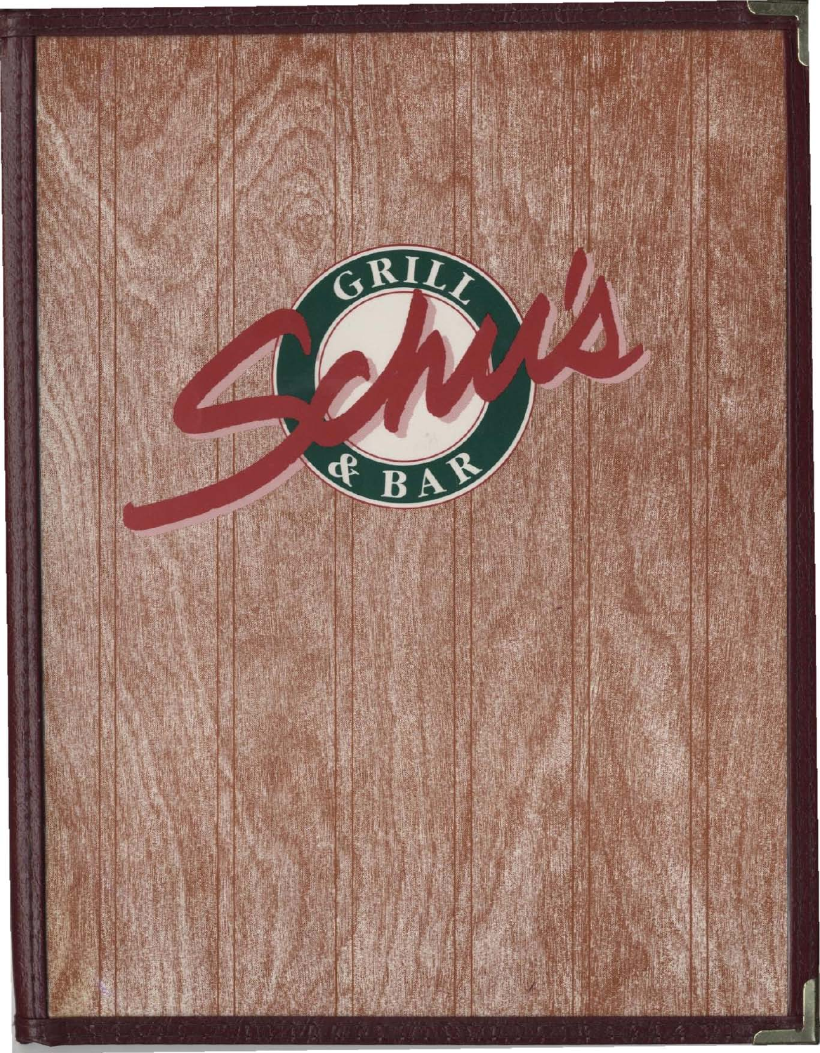# Schu's

GRILL & BAR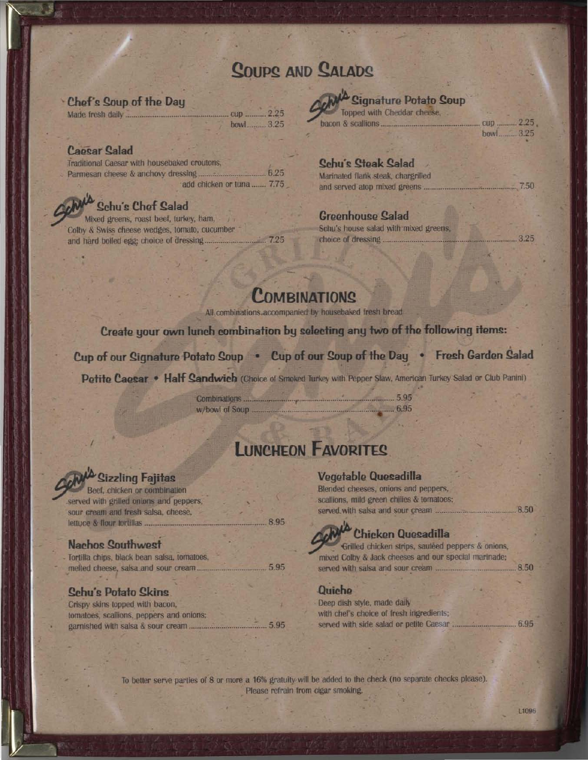# Soups and Salads

### Chef's Soup of the Day
Made fresh daily .......... cup .......... 2.25
bowl .......... 3.25

### Schu's Signature Potato Soup
Topped with Cheddar cheese, bacon & scallions .......... cup .......... 2.25
bowl .......... 3.25

### Caesar Salad
Traditional Caesar with housebaked croutons, Parmesan cheese & anchovy dressing .......... 6.25
add chicken or tuna .......... 7.75

### Schu's Steak Salad
Marinated flank steak, chargrilled and served atop mixed greens .......... 7.50

### Schu's Chef Salad
Mixed greens, roast beef, turkey, ham, Colby & Swiss cheese wedges, tomato, cucumber and hard boiled egg; choice of dressing .......... 7.25

### Greenhouse Salad
Schu's house salad with mixed greens, choice of dressing .......... 3.25

# Combinations

All combinations accompanied by housebaked fresh bread

**Create your own lunch combination by selecting any two of the following items:**

**Cup of our Signature Potato Soup • Cup of our Soup of the Day • Fresh Garden Salad**

**Petite Caesar • Half Sandwich** (Choice of Smoked Turkey with Pepper Slaw, American Turkey Salad or Club Panini)

Combinations .......... 5.95
w/bowl of Soup .......... 6.95

# Luncheon Favorites

### Schu's Sizzling Fajitas
Beef, chicken or combination served with grilled onions and peppers, sour cream and fresh salsa, cheese, lettuce & flour tortillas .......... 8.95

### Vegetable Quesadilla
Blended cheeses, onions and peppers, scallions, mild green chilies & tomatoes; served with salsa and sour cream .......... 8.50

### Nachos Southwest
Tortilla chips, black bean salsa, tomatoes, melted cheese, salsa and sour cream .......... 5.95

### Schu's Chicken Quesadilla
Grilled chicken strips, sautéed peppers & onions, mixed Colby & Jack cheeses and our special marinade; served with salsa and sour cream .......... 8.50

### Schu's Potato Skins
Crispy skins topped with bacon, tomatoes, scallions, peppers and onions; garnished with salsa & sour cream .......... 5.95

### Quiche
Deep dish style, made daily with chef's choice of fresh ingredients; served with side salad or petite Caesar .......... 6.95

To better serve parties of 8 or more a 16% gratuity will be added to the check (no separate checks please).
Please refrain from cigar smoking.

L1096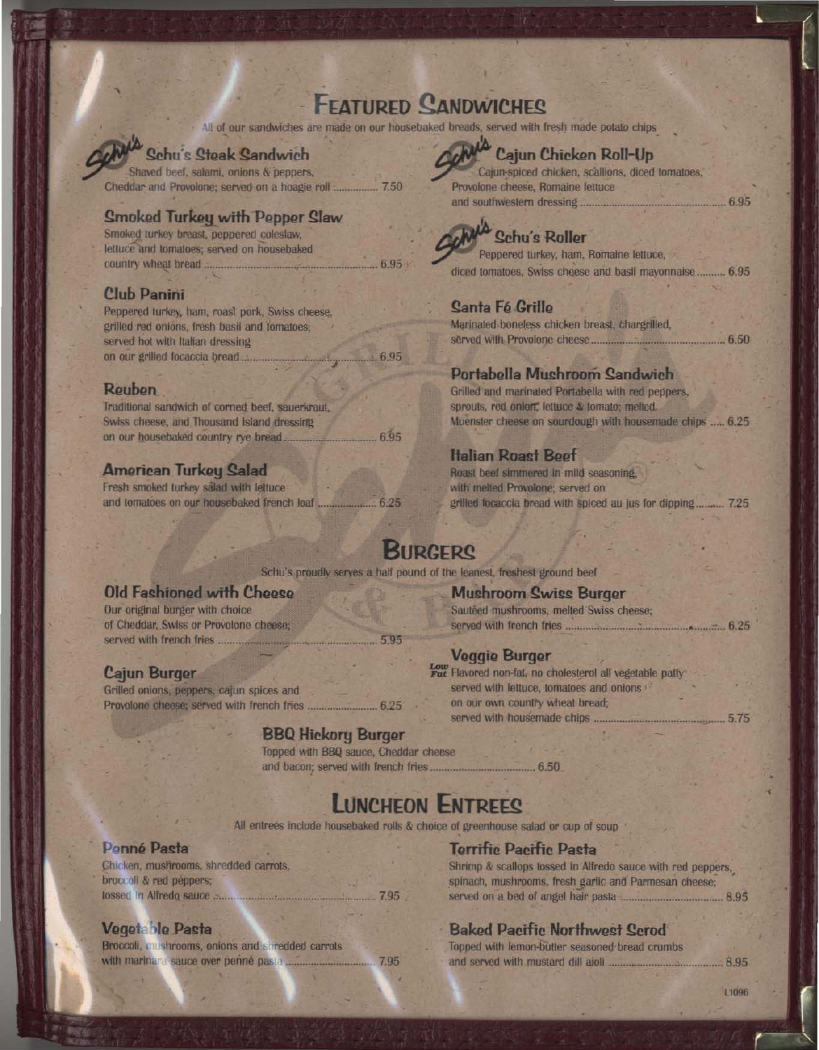# Featured Sandwiches

All of our sandwiches are made on our housebaked breads, served with fresh made potato chips

### Schu's Steak Sandwich

Shaved beef, salami, onions & peppers, Cheddar and Provolone; served on a hoagie roll ............ 7.50

### Smoked Turkey with Pepper Slaw

Smoked turkey breast, peppered coleslaw, lettuce and tomatoes; served on housebaked country wheat bread ............ 6.95

### Club Panini

Peppered turkey, ham, roast pork, Swiss cheese, grilled red onions, fresh basil and tomatoes; served hot with Italian dressing on our grilled focaccia bread ............ 6.95

### Reuben

Traditional sandwich of corned beef, sauerkraut, Swiss cheese, and Thousand Island dressing on our housebaked country rye bread ............ 6.95

### American Turkey Salad

Fresh smoked turkey salad with lettuce and tomatoes on our housebaked french loaf ............ 6.25

### Cajun Chicken Roll-Up

Cajun-spiced chicken, scallions, diced tomatoes, Provolone cheese, Romaine lettuce and southwestern dressing ............ 6.95

### Schu's Roller

Peppered turkey, ham, Romaine lettuce, diced tomatoes, Swiss cheese and basil mayonnaise ............ 6.95

### Santa Fé Grille

Marinated boneless chicken breast, chargrilled, served with Provolone cheese ............ 6.50

### Portabella Mushroom Sandwich

Grilled and marinated Portabella with red peppers, sprouts, red onion, lettuce & tomato; melted Muenster cheese on sourdough with housemade chips ..... 6.25

### Italian Roast Beef

Roast beef simmered in mild seasoning, with melted Provolone; served on grilled focaccia bread with spiced au jus for dipping ............ 7.25

# Burgers

Schu's proudly serves a half pound of the leanest, freshest ground beef

### Old Fashioned with Cheese

Our original burger with choice of Cheddar, Swiss or Provolone cheese; served with french fries ............ 5.95

### Cajun Burger

Grilled onions, peppers, cajun spices and Provolone cheese; served with french fries ............ 6.25

### Mushroom Swiss Burger

Sautéed mushrooms, melted Swiss cheese; served with french fries ............ 6.25

### Veggie Burger

Low Fat Flavored non-fat, no cholesterol all vegetable patty served with lettuce, tomatoes and onions on our own country wheat bread; served with housemade chips ............ 5.75

### BBQ Hickory Burger

Topped with BBQ sauce, Cheddar cheese and bacon; served with french fries ............ 6.50

# Luncheon Entrees

All entrees include housebaked rolls & choice of greenhouse salad or cup of soup

### Penné Pasta

Chicken, mushrooms, shredded carrots, broccoli & red peppers; tossed in Alfredo sauce ............ 7.95

### Vegetable Pasta

Broccoli, mushrooms, onions and shredded carrots with marinara sauce over penné pasta ............ 7.95

### Terrific Pacific Pasta

Shrimp & scallops tossed in Alfredo sauce with red peppers, spinach, mushrooms, fresh garlic and Parmesan cheese; served on a bed of angel hair pasta ............ 8.95

### Baked Pacific Northwest Scrod

Topped with lemon-butter seasoned bread crumbs and served with mustard dill aioli ............ 8.95

L1096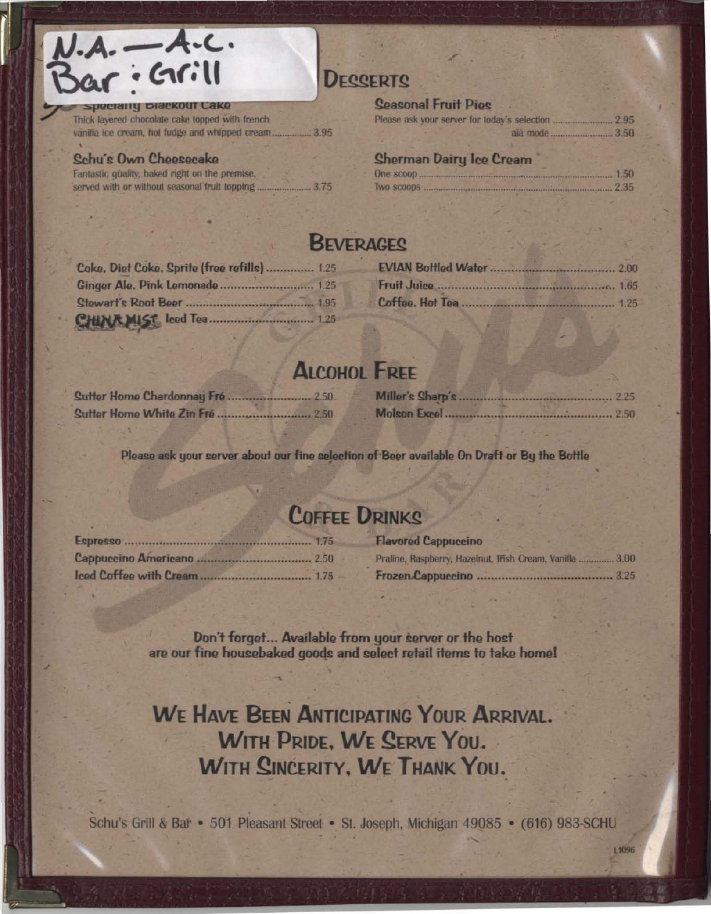N.A. — A.C.
Bar : Grill

# Desserts

**Specialty Blackout Cake**
Thick layered chocolate cake topped with french vanilla ice cream, hot fudge and whipped cream ........ 3.95

**Schu's Own Cheesecake**
Fantastic quality, baked right on the premise, served with or without seasonal fruit topping ........ 3.75

**Seasonal Fruit Pies**
Please ask your server for today's selection ........ 2.95
ala mode ........ 3.50

**Sherman Dairy Ice Cream**
One scoop ........ 1.50
Two scoops ........ 2.35

# Beverages

Coke, Diet Coke, Sprite (free refills) ........ 1.25
Ginger Ale, Pink Lemonade ........ 1.25
Stewart's Root Beer ........ 1.95
CHINA MIST Iced Tea ........ 1.25
EVIAN Bottled Water ........ 2.00
Fruit Juice ........ 1.65
Coffee, Hot Tea ........ 1.25

# Alcohol Free

Sutter Home Chardonnay Fré ........ 2.50
Sutter Home White Zin Fré ........ 2.50
Miller's Sharp's ........ 2.25
Molson Excel ........ 2.50

Please ask your server about our fine selection of Beer available On Draft or By the Bottle

# Coffee Drinks

Espresso ........ 1.75
Cappuccino Americano ........ 2.50
Iced Coffee with Cream ........ 1.75

**Flavored Cappuccino**
Praline, Raspberry, Hazelnut, Irish Cream, Vanilla ........ 3.00
Frozen Cappuccino ........ 3.25

Don't forget... Available from your server or the host are our fine housebaked goods and select retail items to take home!

**We Have Been Anticipating Your Arrival.**
**With Pride, We Serve You.**
**With Sincerity, We Thank You.**

Schu's Grill & Bar • 501 Pleasant Street • St. Joseph, Michigan 49085 • (616) 983-SCHU

L1096